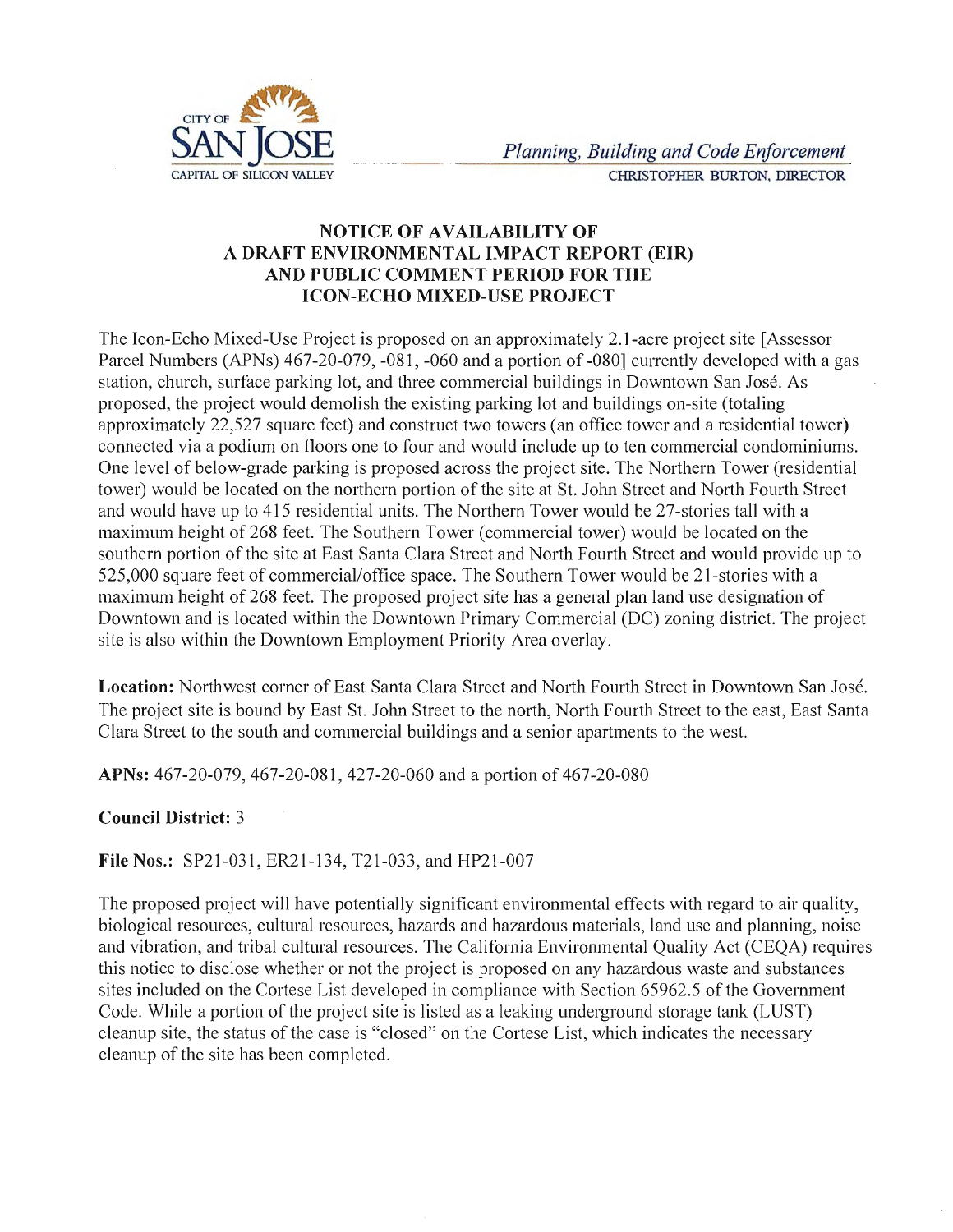CITY OF SAN JOSE
CAPITAL OF SILICON VALLEY

*Planning, Building and Code Enforcement*
CHRISTOPHER BURTON, DIRECTOR

# NOTICE OF AVAILABILITY OF A DRAFT ENVIRONMENTAL IMPACT REPORT (EIR) AND PUBLIC COMMENT PERIOD FOR THE ICON-ECHO MIXED-USE PROJECT

The Icon-Echo Mixed-Use Project is proposed on an approximately 2.1-acre project site [Assessor Parcel Numbers (APNs) 467-20-079, -081, -060 and a portion of -080] currently developed with a gas station, church, surface parking lot, and three commercial buildings in Downtown San José. As proposed, the project would demolish the existing parking lot and buildings on-site (totaling approximately 22,527 square feet) and construct two towers (an office tower and a residential tower) connected via a podium on floors one to four and would include up to ten commercial condominiums. One level of below-grade parking is proposed across the project site. The Northern Tower (residential tower) would be located on the northern portion of the site at St. John Street and North Fourth Street and would have up to 415 residential units. The Northern Tower would be 27-stories tall with a maximum height of 268 feet. The Southern Tower (commercial tower) would be located on the southern portion of the site at East Santa Clara Street and North Fourth Street and would provide up to 525,000 square feet of commercial/office space. The Southern Tower would be 21-stories with a maximum height of 268 feet. The proposed project site has a general plan land use designation of Downtown and is located within the Downtown Primary Commercial (DC) zoning district. The project site is also within the Downtown Employment Priority Area overlay.

**Location:** Northwest corner of East Santa Clara Street and North Fourth Street in Downtown San José. The project site is bound by East St. John Street to the north, North Fourth Street to the east, East Santa Clara Street to the south and commercial buildings and a senior apartments to the west.

**APNs:** 467-20-079, 467-20-081, 427-20-060 and a portion of 467-20-080

**Council District:** 3

**File Nos.:** SP21-031, ER21-134, T21-033, and HP21-007

The proposed project will have potentially significant environmental effects with regard to air quality, biological resources, cultural resources, hazards and hazardous materials, land use and planning, noise and vibration, and tribal cultural resources. The California Environmental Quality Act (CEQA) requires this notice to disclose whether or not the project is proposed on any hazardous waste and substances sites included on the Cortese List developed in compliance with Section 65962.5 of the Government Code. While a portion of the project site is listed as a leaking underground storage tank (LUST) cleanup site, the status of the case is "closed" on the Cortese List, which indicates the necessary cleanup of the site has been completed.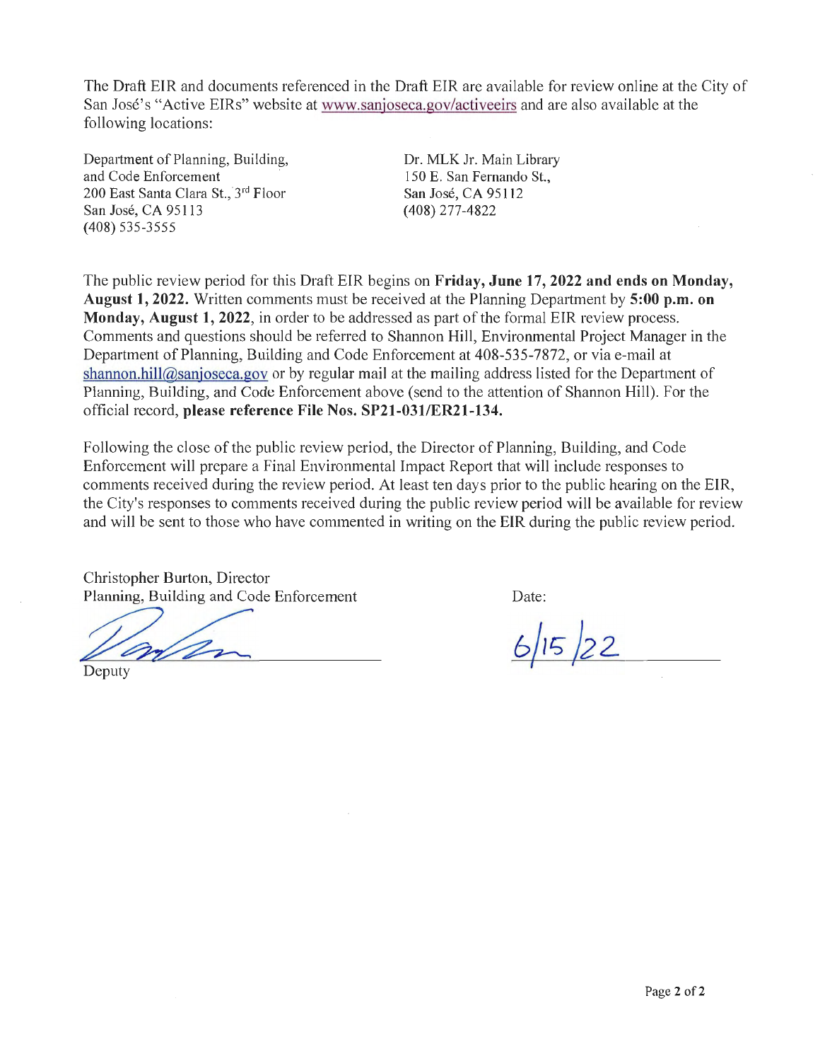The Draft EIR and documents referenced in the Draft EIR are available for review online at the City of San José's "Active EIRs" website at www.sanjoseca.gov/activeeirs and are also available at the following locations:

Department of Planning, Building, and Code Enforcement
200 East Santa Clara St., 3rd Floor
San José, CA 95113
(408) 535-3555

Dr. MLK Jr. Main Library
150 E. San Fernando St.,
San José, CA 95112
(408) 277-4822

The public review period for this Draft EIR begins on **Friday, June 17, 2022 and ends on Monday, August 1, 2022.** Written comments must be received at the Planning Department by **5:00 p.m. on Monday, August 1, 2022**, in order to be addressed as part of the formal EIR review process. Comments and questions should be referred to Shannon Hill, Environmental Project Manager in the Department of Planning, Building and Code Enforcement at 408-535-7872, or via e-mail at shannon.hill@sanjoseca.gov or by regular mail at the mailing address listed for the Department of Planning, Building, and Code Enforcement above (send to the attention of Shannon Hill). For the official record, **please reference File Nos. SP21-031/ER21-134.**

Following the close of the public review period, the Director of Planning, Building, and Code Enforcement will prepare a Final Environmental Impact Report that will include responses to comments received during the review period. At least ten days prior to the public hearing on the EIR, the City's responses to comments received during the public review period will be available for review and will be sent to those who have commented in writing on the EIR during the public review period.

Christopher Burton, Director
Planning, Building and Code Enforcement

Deputy

Date: 6/15/22